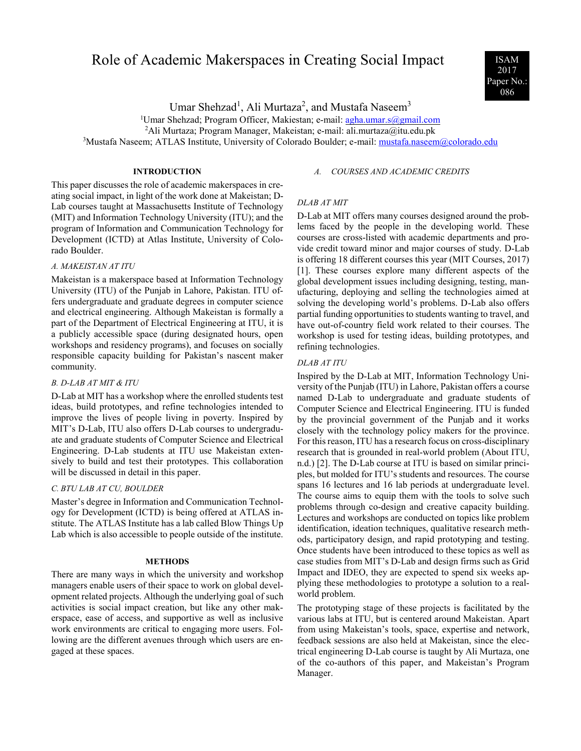# Role of Academic Makerspaces in Creating Social Impact

ISAM 2017 Paper No.: 086

Umar Shehzad[1], Ali Murtaza[2], and Mustafa Naseem[3]

[1]Umar Shehzad; Program Officer, Makiestan; e-mail: agha.umar.s@gmail.com
[2]Ali Murtaza; Program Manager, Makiestan; e-mail: ali.murtaza@itu.edu.pk
[3]Mustafa Naseem; ATLAS Institute, University of Colorado Boulder; e-mail: mustafa.naseem@colorado.edu

## INTRODUCTION

This paper discusses the role of academic makerspaces in creating social impact, in light of the work done at Makeistan; D-Lab courses taught at Massachusetts Institute of Technology (MIT) and Information Technology University (ITU); and the program of Information and Communication Technology for Development (ICTD) at Atlas Institute, University of Colorado Boulder.

### A. MAKEISTAN AT ITU

Makeistan is a makerspace based at Information Technology University (ITU) of the Punjab in Lahore, Pakistan. ITU offers undergraduate and graduate degrees in computer science and electrical engineering. Although Makeistan is formally a part of the Department of Electrical Engineering at ITU, it is a publicly accessible space (during designated hours, open workshops and residency programs), and focuses on socially responsible capacity building for Pakistan's nascent maker community.

### B. D-LAB AT MIT & ITU

D-Lab at MIT has a workshop where the enrolled students test ideas, build prototypes, and refine technologies intended to improve the lives of people living in poverty. Inspired by MIT's D-Lab, ITU also offers D-Lab courses to undergraduate and graduate students of Computer Science and Electrical Engineering. D-Lab students at ITU use Makeistan extensively to build and test their prototypes. This collaboration will be discussed in detail in this paper.

### C. BTU LAB AT CU, BOULDER

Master's degree in Information and Communication Technology for Development (ICTD) is being offered at ATLAS institute. The ATLAS Institute has a lab called Blow Things Up Lab which is also accessible to people outside of the institute.

## METHODS

There are many ways in which the university and workshop managers enable users of their space to work on global development related projects. Although the underlying goal of such activities is social impact creation, but like any other makerspace, ease of access, and supportive as well as inclusive work environments are critical to engaging more users. Following are the different avenues through which users are engaged at these spaces.

### A. COURSES AND ACADEMIC CREDITS

#### DLAB AT MIT

D-Lab at MIT offers many courses designed around the problems faced by the people in the developing world. These courses are cross-listed with academic departments and provide credit toward minor and major courses of study. D-Lab is offering 18 different courses this year (MIT Courses, 2017) [1]. These courses explore many different aspects of the global development issues including designing, testing, manufacturing, deploying and selling the technologies aimed at solving the developing world's problems. D-Lab also offers partial funding opportunities to students wanting to travel, and have out-of-country field work related to their courses. The workshop is used for testing ideas, building prototypes, and refining technologies.

#### DLAB AT ITU

Inspired by the D-Lab at MIT, Information Technology University of the Punjab (ITU) in Lahore, Pakistan offers a course named D-Lab to undergraduate and graduate students of Computer Science and Electrical Engineering. ITU is funded by the provincial government of the Punjab and it works closely with the technology policy makers for the province. For this reason, ITU has a research focus on cross-disciplinary research that is grounded in real-world problem (About ITU, n.d.) [2]. The D-Lab course at ITU is based on similar principles, but molded for ITU's students and resources. The course spans 16 lectures and 16 lab periods at undergraduate level. The course aims to equip them with the tools to solve such problems through co-design and creative capacity building. Lectures and workshops are conducted on topics like problem identification, ideation techniques, qualitative research methods, participatory design, and rapid prototyping and testing. Once students have been introduced to these topics as well as case studies from MIT's D-Lab and design firms such as Grid Impact and IDEO, they are expected to spend six weeks applying these methodologies to prototype a solution to a real-world problem.

The prototyping stage of these projects is facilitated by the various labs at ITU, but is centered around Makeistan. Apart from using Makeistan's tools, space, expertise and network, feedback sessions are also held at Makeistan, since the electrical engineering D-Lab course is taught by Ali Murtaza, one of the co-authors of this paper, and Makeistan's Program Manager.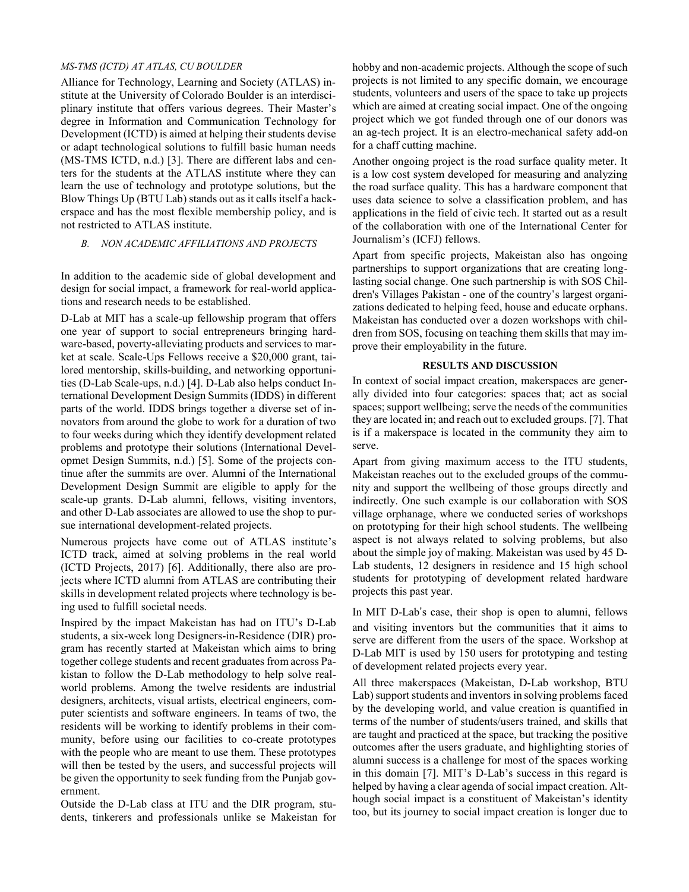*MS-TMS (ICTD) AT ATLAS, CU BOULDER*

Alliance for Technology, Learning and Society (ATLAS) institute at the University of Colorado Boulder is an interdisciplinary institute that offers various degrees. Their Master's degree in Information and Communication Technology for Development (ICTD) is aimed at helping their students devise or adapt technological solutions to fulfill basic human needs (MS-TMS ICTD, n.d.) [3]. There are different labs and centers for the students at the ATLAS institute where they can learn the use of technology and prototype solutions, but the Blow Things Up (BTU Lab) stands out as it calls itself a hackerspace and has the most flexible membership policy, and is not restricted to ATLAS institute.

### B. NON ACADEMIC AFFILIATIONS AND PROJECTS

In addition to the academic side of global development and design for social impact, a framework for real-world applications and research needs to be established.

D-Lab at MIT has a scale-up fellowship program that offers one year of support to social entrepreneurs bringing hardware-based, poverty-alleviating products and services to market at scale. Scale-Ups Fellows receive a $20,000 grant, tailored mentorship, skills-building, and networking opportunities (D-Lab Scale-ups, n.d.) [4]. D-Lab also helps conduct International Development Design Summits (IDDS) in different parts of the world. IDDS brings together a diverse set of innovators from around the globe to work for a duration of two to four weeks during which they identify development related problems and prototype their solutions (International Developmet Design Summits, n.d.) [5]. Some of the projects continue after the summits are over. Alumni of the International Development Design Summit are eligible to apply for the scale-up grants. D-Lab alumni, fellows, visiting inventors, and other D-Lab associates are allowed to use the shop to pursue international development-related projects.

Numerous projects have come out of ATLAS institute's ICTD track, aimed at solving problems in the real world (ICTD Projects, 2017) [6]. Additionally, there also are projects where ICTD alumni from ATLAS are contributing their skills in development related projects where technology is being used to fulfill societal needs.

Inspired by the impact Makeistan has had on ITU's D-Lab students, a six-week long Designers-in-Residence (DIR) program has recently started at Makeistan which aims to bring together college students and recent graduates from across Pakistan to follow the D-Lab methodology to help solve real-world problems. Among the twelve residents are industrial designers, architects, visual artists, electrical engineers, computer scientists and software engineers. In teams of two, the residents will be working to identify problems in their community, before using our facilities to co-create prototypes with the people who are meant to use them. These prototypes will then be tested by the users, and successful projects will be given the opportunity to seek funding from the Punjab government.

Outside the D-Lab class at ITU and the DIR program, students, tinkerers and professionals unlike se Makeistan for hobby and non-academic projects. Although the scope of such projects is not limited to any specific domain, we encourage students, volunteers and users of the space to take up projects which are aimed at creating social impact. One of the ongoing project which we got funded through one of our donors was an ag-tech project. It is an electro-mechanical safety add-on for a chaff cutting machine.

Another ongoing project is the road surface quality meter. It is a low cost system developed for measuring and analyzing the road surface quality. This has a hardware component that uses data science to solve a classification problem, and has applications in the field of civic tech. It started out as a result of the collaboration with one of the International Center for Journalism's (ICFJ) fellows.

Apart from specific projects, Makeistan also has ongoing partnerships to support organizations that are creating long-lasting social change. One such partnership is with SOS Children's Villages Pakistan - one of the country's largest organizations dedicated to helping feed, house and educate orphans. Makeistan has conducted over a dozen workshops with children from SOS, focusing on teaching them skills that may improve their employability in the future.

## RESULTS AND DISCUSSION

In context of social impact creation, makerspaces are generally divided into four categories: spaces that; act as social spaces; support wellbeing; serve the needs of the communities they are located in; and reach out to excluded groups. [7]. That is if a makerspace is located in the community they aim to serve.

Apart from giving maximum access to the ITU students, Makeistan reaches out to the excluded groups of the community and support the wellbeing of those groups directly and indirectly. One such example is our collaboration with SOS village orphanage, where we conducted series of workshops on prototyping for their high school students. The wellbeing aspect is not always related to solving problems, but also about the simple joy of making. Makeistan was used by 45 D-Lab students, 12 designers in residence and 15 high school students for prototyping of development related hardware projects this past year.

In MIT D-Lab's case, their shop is open to alumni, fellows and visiting inventors but the communities that it aims to serve are different from the users of the space. Workshop at D-Lab MIT is used by 150 users for prototyping and testing of development related projects every year.

All three makerspaces (Makeistan, D-Lab workshop, BTU Lab) support students and inventors in solving problems faced by the developing world, and value creation is quantified in terms of the number of students/users trained, and skills that are taught and practiced at the space, but tracking the positive outcomes after the users graduate, and highlighting stories of alumni success is a challenge for most of the spaces working in this domain [7]. MIT's D-Lab's success in this regard is helped by having a clear agenda of social impact creation. Although social impact is a constituent of Makeistan's identity too, but its journey to social impact creation is longer due to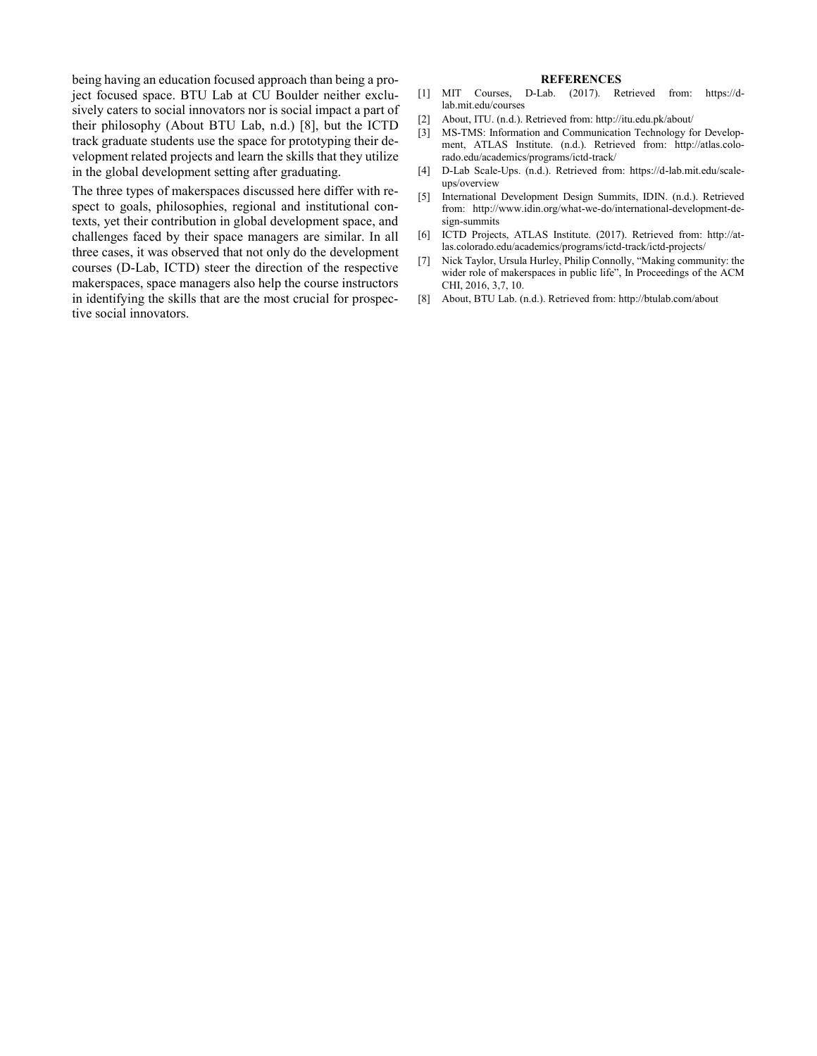being having an education focused approach than being a project focused space. BTU Lab at CU Boulder neither exclusively caters to social innovators nor is social impact a part of their philosophy (About BTU Lab, n.d.) [8], but the ICTD track graduate students use the space for prototyping their development related projects and learn the skills that they utilize in the global development setting after graduating.

The three types of makerspaces discussed here differ with respect to goals, philosophies, regional and institutional contexts, yet their contribution in global development space, and challenges faced by their space managers are similar. In all three cases, it was observed that not only do the development courses (D-Lab, ICTD) steer the direction of the respective makerspaces, space managers also help the course instructors in identifying the skills that are the most crucial for prospective social innovators.

## REFERENCES

[1] MIT Courses, D-Lab. (2017). Retrieved from: https://d-lab.mit.edu/courses

[2] About, ITU. (n.d.). Retrieved from: http://itu.edu.pk/about/

[3] MS-TMS: Information and Communication Technology for Development, ATLAS Institute. (n.d.). Retrieved from: http://atlas.colorado.edu/academics/programs/ictd-track/

[4] D-Lab Scale-Ups. (n.d.). Retrieved from: https://d-lab.mit.edu/scale-ups/overview

[5] International Development Design Summits, IDIN. (n.d.). Retrieved from: http://www.idin.org/what-we-do/international-development-design-summits

[6] ICTD Projects, ATLAS Institute. (2017). Retrieved from: http://atlas.colorado.edu/academics/programs/ictd-track/ictd-projects/

[7] Nick Taylor, Ursula Hurley, Philip Connolly, "Making community: the wider role of makerspaces in public life", In Proceedings of the ACM CHI, 2016, 3,7, 10.

[8] About, BTU Lab. (n.d.). Retrieved from: http://btulab.com/about